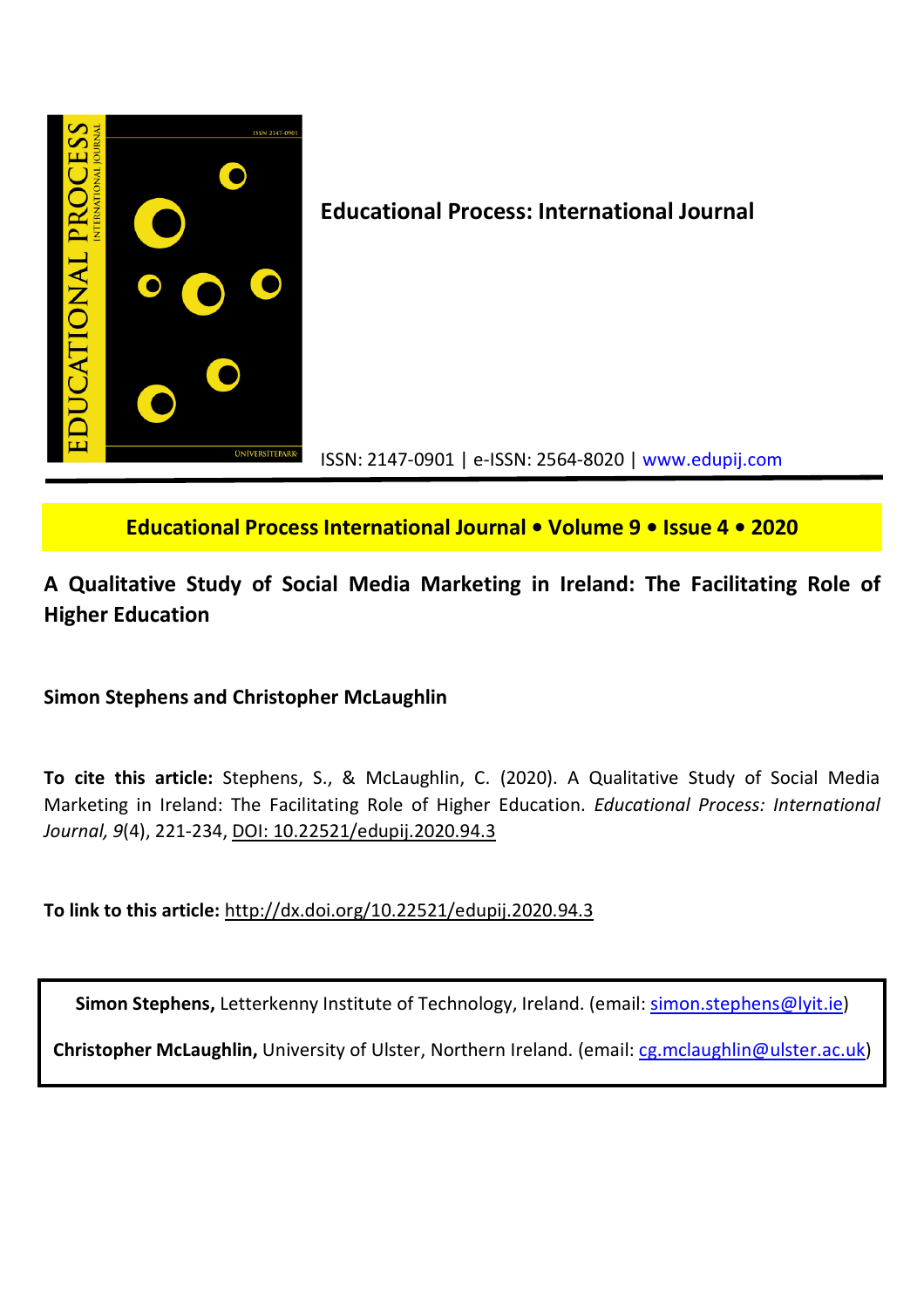**Educational Process: International Journal**

ISSN: 2147-0901 | e-ISSN: 2564-8020 | www.edupij.com

**Educational Process International Journal • Volume 9 • Issue 4 • 2020**

# A Qualitative Study of Social Media Marketing in Ireland: The Facilitating Role of Higher Education

**Simon Stephens and Christopher McLaughlin**

**To cite this article:** Stephens, S., & McLaughlin, C. (2020). A Qualitative Study of Social Media Marketing in Ireland: The Facilitating Role of Higher Education. *Educational Process: International Journal, 9*(4), 221-234, DOI: 10.22521/edupij.2020.94.3

**To link to this article:** http://dx.doi.org/10.22521/edupij.2020.94.3

**Simon Stephens,** Letterkenny Institute of Technology, Ireland. (email: simon.stephens@lyit.ie)

**Christopher McLaughlin,** University of Ulster, Northern Ireland. (email: cg.mclaughlin@ulster.ac.uk)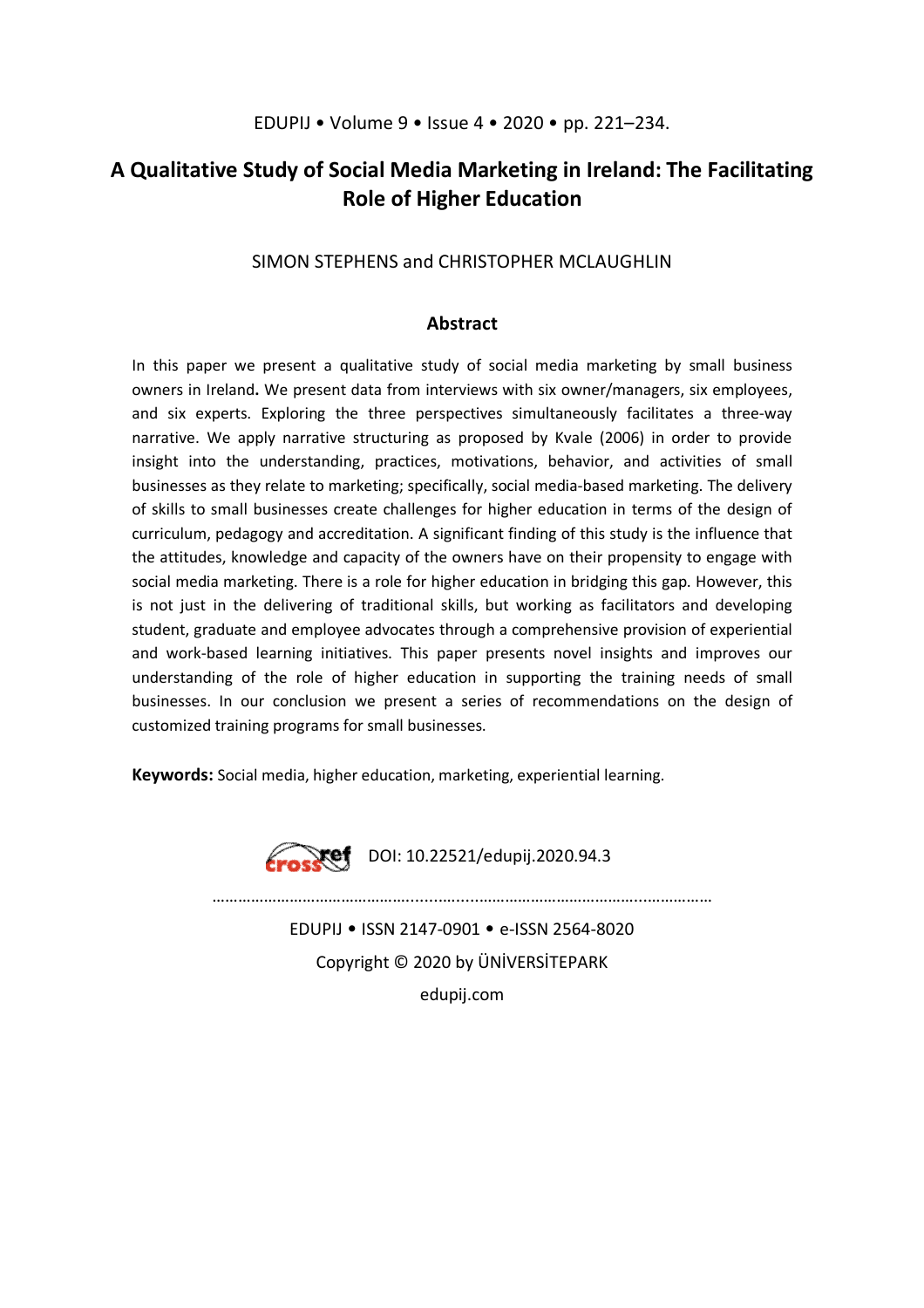# A Qualitative Study of Social Media Marketing in Ireland: The Facilitating Role of Higher Education

SIMON STEPHENS and CHRISTOPHER MCLAUGHLIN

## Abstract

In this paper we present a qualitative study of social media marketing by small business owners in Ireland**.** We present data from interviews with six owner/managers, six employees, and six experts. Exploring the three perspectives simultaneously facilitates a three-way narrative. We apply narrative structuring as proposed by Kvale (2006) in order to provide insight into the understanding, practices, motivations, behavior, and activities of small businesses as they relate to marketing; specifically, social media-based marketing. The delivery of skills to small businesses create challenges for higher education in terms of the design of curriculum, pedagogy and accreditation. A significant finding of this study is the influence that the attitudes, knowledge and capacity of the owners have on their propensity to engage with social media marketing. There is a role for higher education in bridging this gap. However, this is not just in the delivering of traditional skills, but working as facilitators and developing student, graduate and employee advocates through a comprehensive provision of experiential and work-based learning initiatives. This paper presents novel insights and improves our understanding of the role of higher education in supporting the training needs of small businesses. In our conclusion we present a series of recommendations on the design of customized training programs for small businesses.

**Keywords:** Social media, higher education, marketing, experiential learning.

DOI: 10.22521/edupij.2020.94.3

EDUPIJ • ISSN 2147-0901 • e-ISSN 2564-8020

Copyright © 2020 by ÜNİVERSİTEPARK

edupij.com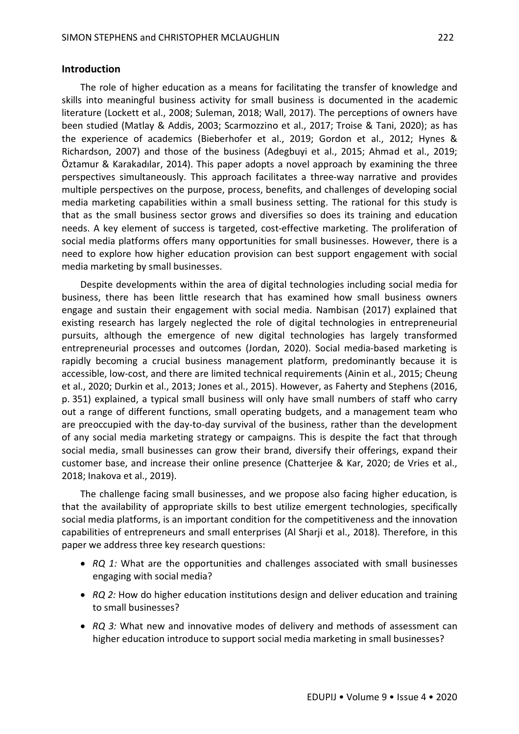## Introduction

The role of higher education as a means for facilitating the transfer of knowledge and skills into meaningful business activity for small business is documented in the academic literature (Lockett et al., 2008; Suleman, 2018; Wall, 2017). The perceptions of owners have been studied (Matlay & Addis, 2003; Scarmozzino et al., 2017; Troise & Tani, 2020); as has the experience of academics (Bieberhofer et al., 2019; Gordon et al., 2012; Hynes & Richardson, 2007) and those of the business (Adegbuyi et al., 2015; Ahmad et al., 2019; Öztamur & Karakadılar, 2014). This paper adopts a novel approach by examining the three perspectives simultaneously. This approach facilitates a three-way narrative and provides multiple perspectives on the purpose, process, benefits, and challenges of developing social media marketing capabilities within a small business setting. The rational for this study is that as the small business sector grows and diversifies so does its training and education needs. A key element of success is targeted, cost-effective marketing. The proliferation of social media platforms offers many opportunities for small businesses. However, there is a need to explore how higher education provision can best support engagement with social media marketing by small businesses.

Despite developments within the area of digital technologies including social media for business, there has been little research that has examined how small business owners engage and sustain their engagement with social media. Nambisan (2017) explained that existing research has largely neglected the role of digital technologies in entrepreneurial pursuits, although the emergence of new digital technologies has largely transformed entrepreneurial processes and outcomes (Jordan, 2020). Social media-based marketing is rapidly becoming a crucial business management platform, predominantly because it is accessible, low-cost, and there are limited technical requirements (Ainin et al., 2015; Cheung et al., 2020; Durkin et al., 2013; Jones et al., 2015). However, as Faherty and Stephens (2016, p. 351) explained, a typical small business will only have small numbers of staff who carry out a range of different functions, small operating budgets, and a management team who are preoccupied with the day-to-day survival of the business, rather than the development of any social media marketing strategy or campaigns. This is despite the fact that through social media, small businesses can grow their brand, diversify their offerings, expand their customer base, and increase their online presence (Chatterjee & Kar, 2020; de Vries et al., 2018; Inakova et al., 2019).

The challenge facing small businesses, and we propose also facing higher education, is that the availability of appropriate skills to best utilize emergent technologies, specifically social media platforms, is an important condition for the competitiveness and the innovation capabilities of entrepreneurs and small enterprises (Al Sharji et al., 2018). Therefore, in this paper we address three key research questions:

- *RQ 1:* What are the opportunities and challenges associated with small businesses engaging with social media?
- *RQ 2:* How do higher education institutions design and deliver education and training to small businesses?
- *RQ 3:* What new and innovative modes of delivery and methods of assessment can higher education introduce to support social media marketing in small businesses?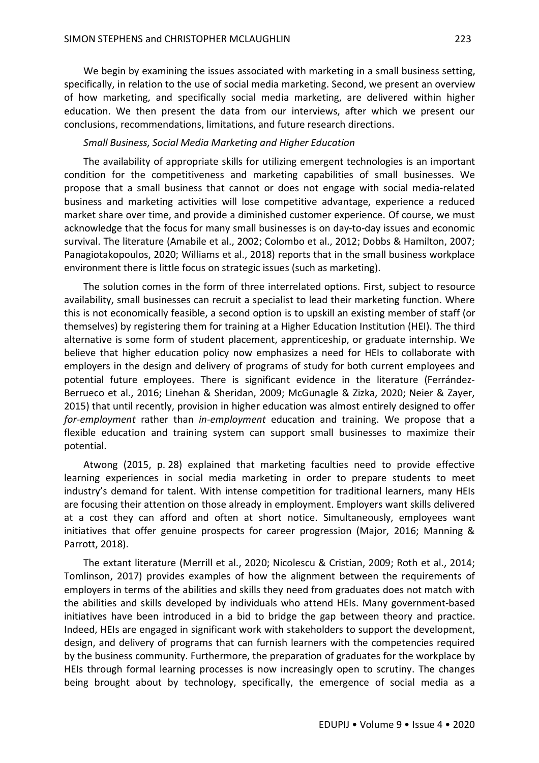We begin by examining the issues associated with marketing in a small business setting, specifically, in relation to the use of social media marketing. Second, we present an overview of how marketing, and specifically social media marketing, are delivered within higher education. We then present the data from our interviews, after which we present our conclusions, recommendations, limitations, and future research directions.

*Small Business, Social Media Marketing and Higher Education*

The availability of appropriate skills for utilizing emergent technologies is an important condition for the competitiveness and marketing capabilities of small businesses. We propose that a small business that cannot or does not engage with social media-related business and marketing activities will lose competitive advantage, experience a reduced market share over time, and provide a diminished customer experience. Of course, we must acknowledge that the focus for many small businesses is on day-to-day issues and economic survival. The literature (Amabile et al., 2002; Colombo et al., 2012; Dobbs & Hamilton, 2007; Panagiotakopoulos, 2020; Williams et al., 2018) reports that in the small business workplace environment there is little focus on strategic issues (such as marketing).

The solution comes in the form of three interrelated options. First, subject to resource availability, small businesses can recruit a specialist to lead their marketing function. Where this is not economically feasible, a second option is to upskill an existing member of staff (or themselves) by registering them for training at a Higher Education Institution (HEI). The third alternative is some form of student placement, apprenticeship, or graduate internship. We believe that higher education policy now emphasizes a need for HEIs to collaborate with employers in the design and delivery of programs of study for both current employees and potential future employees. There is significant evidence in the literature (Ferrández-Berrueco et al., 2016; Linehan & Sheridan, 2009; McGunagle & Zizka, 2020; Neier & Zayer, 2015) that until recently, provision in higher education was almost entirely designed to offer *for-employment* rather than *in-employment* education and training. We propose that a flexible education and training system can support small businesses to maximize their potential.

Atwong (2015, p. 28) explained that marketing faculties need to provide effective learning experiences in social media marketing in order to prepare students to meet industry's demand for talent. With intense competition for traditional learners, many HEIs are focusing their attention on those already in employment. Employers want skills delivered at a cost they can afford and often at short notice. Simultaneously, employees want initiatives that offer genuine prospects for career progression (Major, 2016; Manning & Parrott, 2018).

The extant literature (Merrill et al., 2020; Nicolescu & Cristian, 2009; Roth et al., 2014; Tomlinson, 2017) provides examples of how the alignment between the requirements of employers in terms of the abilities and skills they need from graduates does not match with the abilities and skills developed by individuals who attend HEIs. Many government-based initiatives have been introduced in a bid to bridge the gap between theory and practice. Indeed, HEIs are engaged in significant work with stakeholders to support the development, design, and delivery of programs that can furnish learners with the competencies required by the business community. Furthermore, the preparation of graduates for the workplace by HEIs through formal learning processes is now increasingly open to scrutiny. The changes being brought about by technology, specifically, the emergence of social media as a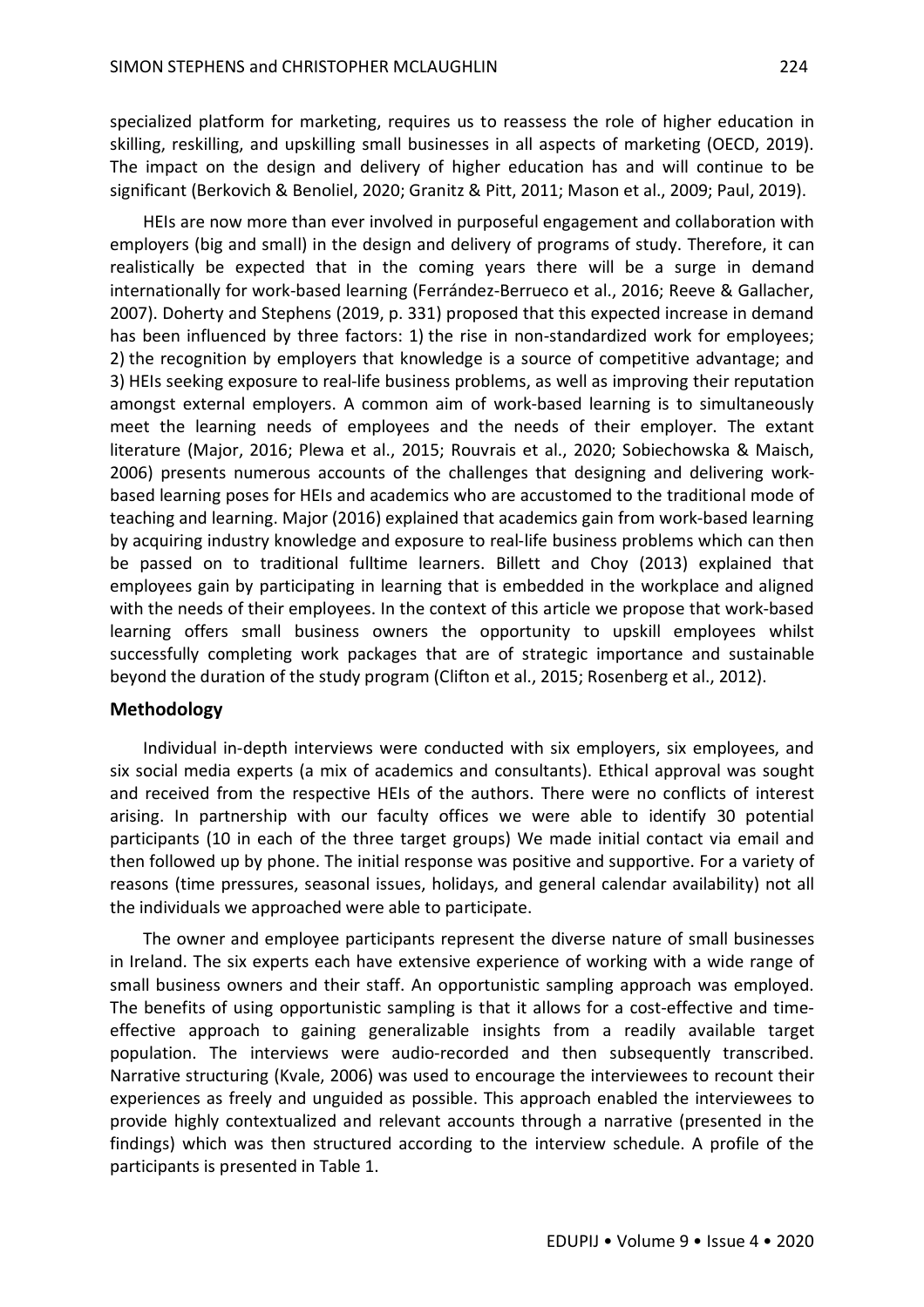specialized platform for marketing, requires us to reassess the role of higher education in skilling, reskilling, and upskilling small businesses in all aspects of marketing (OECD, 2019). The impact on the design and delivery of higher education has and will continue to be significant (Berkovich & Benoliel, 2020; Granitz & Pitt, 2011; Mason et al., 2009; Paul, 2019).

HEIs are now more than ever involved in purposeful engagement and collaboration with employers (big and small) in the design and delivery of programs of study. Therefore, it can realistically be expected that in the coming years there will be a surge in demand internationally for work-based learning (Ferrández-Berrueco et al., 2016; Reeve & Gallacher, 2007). Doherty and Stephens (2019, p. 331) proposed that this expected increase in demand has been influenced by three factors: 1) the rise in non-standardized work for employees; 2) the recognition by employers that knowledge is a source of competitive advantage; and 3) HEIs seeking exposure to real-life business problems, as well as improving their reputation amongst external employers. A common aim of work-based learning is to simultaneously meet the learning needs of employees and the needs of their employer. The extant literature (Major, 2016; Plewa et al., 2015; Rouvrais et al., 2020; Sobiechowska & Maisch, 2006) presents numerous accounts of the challenges that designing and delivering work-based learning poses for HEIs and academics who are accustomed to the traditional mode of teaching and learning. Major (2016) explained that academics gain from work-based learning by acquiring industry knowledge and exposure to real-life business problems which can then be passed on to traditional fulltime learners. Billett and Choy (2013) explained that employees gain by participating in learning that is embedded in the workplace and aligned with the needs of their employees. In the context of this article we propose that work-based learning offers small business owners the opportunity to upskill employees whilst successfully completing work packages that are of strategic importance and sustainable beyond the duration of the study program (Clifton et al., 2015; Rosenberg et al., 2012).

## Methodology

Individual in-depth interviews were conducted with six employers, six employees, and six social media experts (a mix of academics and consultants). Ethical approval was sought and received from the respective HEIs of the authors. There were no conflicts of interest arising. In partnership with our faculty offices we were able to identify 30 potential participants (10 in each of the three target groups) We made initial contact via email and then followed up by phone. The initial response was positive and supportive. For a variety of reasons (time pressures, seasonal issues, holidays, and general calendar availability) not all the individuals we approached were able to participate.

The owner and employee participants represent the diverse nature of small businesses in Ireland. The six experts each have extensive experience of working with a wide range of small business owners and their staff. An opportunistic sampling approach was employed. The benefits of using opportunistic sampling is that it allows for a cost-effective and time-effective approach to gaining generalizable insights from a readily available target population. The interviews were audio-recorded and then subsequently transcribed. Narrative structuring (Kvale, 2006) was used to encourage the interviewees to recount their experiences as freely and unguided as possible. This approach enabled the interviewees to provide highly contextualized and relevant accounts through a narrative (presented in the findings) which was then structured according to the interview schedule. A profile of the participants is presented in Table 1.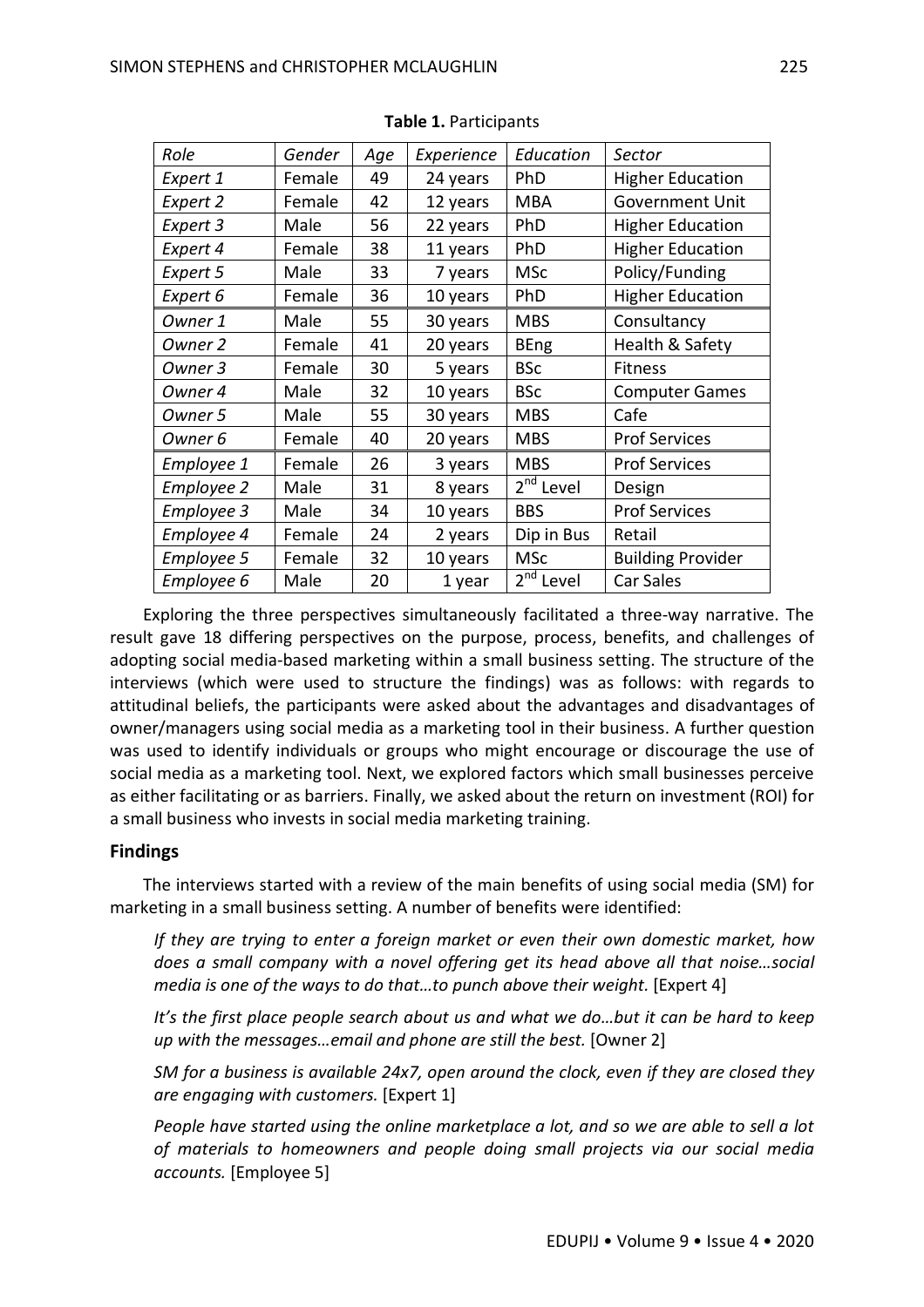**Table 1.** Participants

| Role | Gender | Age | Experience | Education | Sector |
|---|---|---|---|---|---|
| Expert 1 | Female | 49 | 24 years | PhD | Higher Education |
| Expert 2 | Female | 42 | 12 years | MBA | Government Unit |
| Expert 3 | Male | 56 | 22 years | PhD | Higher Education |
| Expert 4 | Female | 38 | 11 years | PhD | Higher Education |
| Expert 5 | Male | 33 | 7 years | MSc | Policy/Funding |
| Expert 6 | Female | 36 | 10 years | PhD | Higher Education |
| Owner 1 | Male | 55 | 30 years | MBS | Consultancy |
| Owner 2 | Female | 41 | 20 years | BEng | Health & Safety |
| Owner 3 | Female | 30 | 5 years | BSc | Fitness |
| Owner 4 | Male | 32 | 10 years | BSc | Computer Games |
| Owner 5 | Male | 55 | 30 years | MBS | Cafe |
| Owner 6 | Female | 40 | 20 years | MBS | Prof Services |
| Employee 1 | Female | 26 | 3 years | MBS | Prof Services |
| Employee 2 | Male | 31 | 8 years | 2nd Level | Design |
| Employee 3 | Male | 34 | 10 years | BBS | Prof Services |
| Employee 4 | Female | 24 | 2 years | Dip in Bus | Retail |
| Employee 5 | Female | 32 | 10 years | MSc | Building Provider |
| Employee 6 | Male | 20 | 1 year | 2nd Level | Car Sales |

Exploring the three perspectives simultaneously facilitated a three-way narrative. The result gave 18 differing perspectives on the purpose, process, benefits, and challenges of adopting social media-based marketing within a small business setting. The structure of the interviews (which were used to structure the findings) was as follows: with regards to attitudinal beliefs, the participants were asked about the advantages and disadvantages of owner/managers using social media as a marketing tool in their business. A further question was used to identify individuals or groups who might encourage or discourage the use of social media as a marketing tool. Next, we explored factors which small businesses perceive as either facilitating or as barriers. Finally, we asked about the return on investment (ROI) for a small business who invests in social media marketing training.

## Findings

The interviews started with a review of the main benefits of using social media (SM) for marketing in a small business setting. A number of benefits were identified:

> *If they are trying to enter a foreign market or even their own domestic market, how does a small company with a novel offering get its head above all that noise…social media is one of the ways to do that…to punch above their weight.* [Expert 4]

> *It's the first place people search about us and what we do…but it can be hard to keep up with the messages…email and phone are still the best.* [Owner 2]

> *SM for a business is available 24x7, open around the clock, even if they are closed they are engaging with customers.* [Expert 1]

> *People have started using the online marketplace a lot, and so we are able to sell a lot of materials to homeowners and people doing small projects via our social media accounts.* [Employee 5]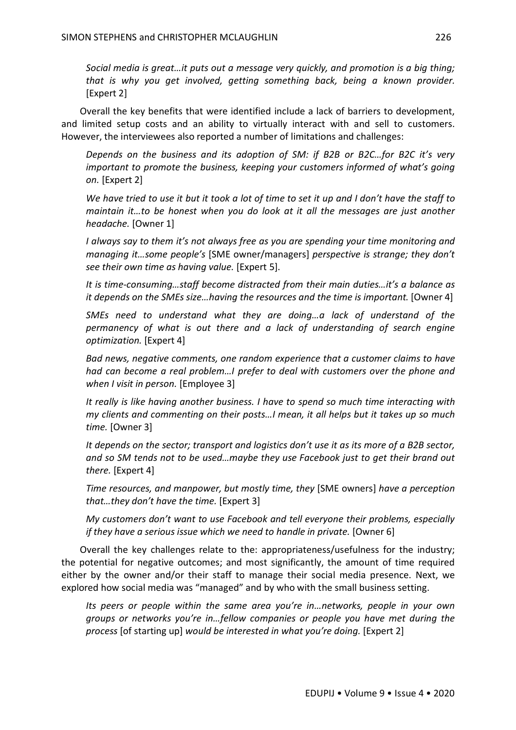*Social media is great…it puts out a message very quickly, and promotion is a big thing; that is why you get involved, getting something back, being a known provider.* [Expert 2]

Overall the key benefits that were identified include a lack of barriers to development, and limited setup costs and an ability to virtually interact with and sell to customers. However, the interviewees also reported a number of limitations and challenges:

*Depends on the business and its adoption of SM: if B2B or B2C…for B2C it's very important to promote the business, keeping your customers informed of what's going on.* [Expert 2]

*We have tried to use it but it took a lot of time to set it up and I don't have the staff to maintain it…to be honest when you do look at it all the messages are just another headache.* [Owner 1]

*I always say to them it's not always free as you are spending your time monitoring and managing it…some people's* [SME owner/managers] *perspective is strange; they don't see their own time as having value.* [Expert 5].

*It is time-consuming…staff become distracted from their main duties…it's a balance as it depends on the SMEs size…having the resources and the time is important.* [Owner 4]

*SMEs need to understand what they are doing…a lack of understand of the permanency of what is out there and a lack of understanding of search engine optimization.* [Expert 4]

*Bad news, negative comments, one random experience that a customer claims to have had can become a real problem…I prefer to deal with customers over the phone and when I visit in person.* [Employee 3]

*It really is like having another business. I have to spend so much time interacting with my clients and commenting on their posts…I mean, it all helps but it takes up so much time.* [Owner 3]

*It depends on the sector; transport and logistics don't use it as its more of a B2B sector, and so SM tends not to be used…maybe they use Facebook just to get their brand out there.* [Expert 4]

*Time resources, and manpower, but mostly time, they* [SME owners] *have a perception that…they don't have the time.* [Expert 3]

*My customers don't want to use Facebook and tell everyone their problems, especially if they have a serious issue which we need to handle in private.* [Owner 6]

Overall the key challenges relate to the: appropriateness/usefulness for the industry; the potential for negative outcomes; and most significantly, the amount of time required either by the owner and/or their staff to manage their social media presence. Next, we explored how social media was "managed" and by who with the small business setting.

*Its peers or people within the same area you're in…networks, people in your own groups or networks you're in…fellow companies or people you have met during the process* [of starting up] *would be interested in what you're doing.* [Expert 2]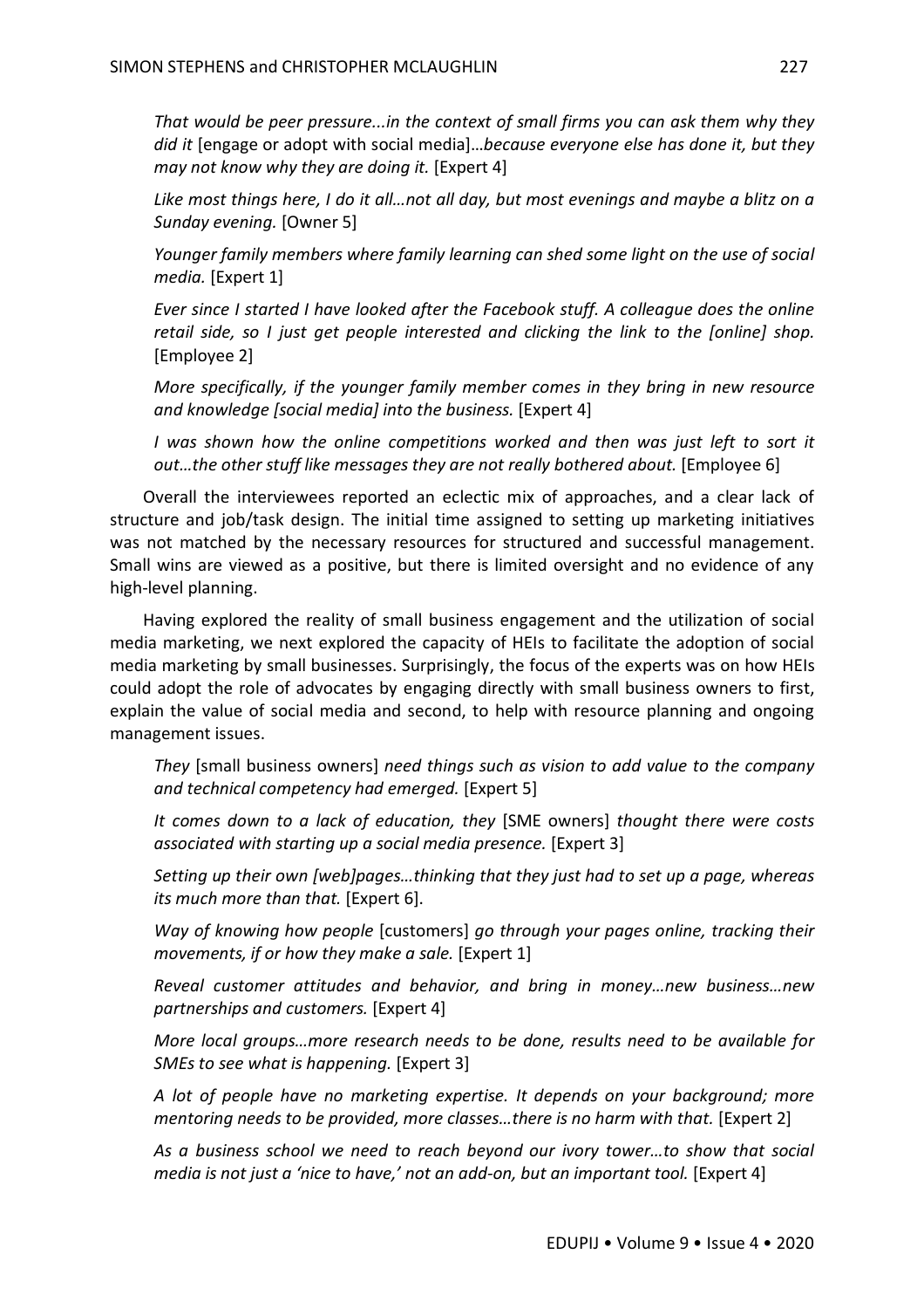*That would be peer pressure...in the context of small firms you can ask them why they did it* [engage or adopt with social media]…*because everyone else has done it, but they may not know why they are doing it.* [Expert 4]

*Like most things here, I do it all…not all day, but most evenings and maybe a blitz on a Sunday evening.* [Owner 5]

*Younger family members where family learning can shed some light on the use of social media.* [Expert 1]

*Ever since I started I have looked after the Facebook stuff. A colleague does the online retail side, so I just get people interested and clicking the link to the [online] shop.* [Employee 2]

*More specifically, if the younger family member comes in they bring in new resource and knowledge [social media] into the business.* [Expert 4]

*I was shown how the online competitions worked and then was just left to sort it out…the other stuff like messages they are not really bothered about.* [Employee 6]

Overall the interviewees reported an eclectic mix of approaches, and a clear lack of structure and job/task design. The initial time assigned to setting up marketing initiatives was not matched by the necessary resources for structured and successful management. Small wins are viewed as a positive, but there is limited oversight and no evidence of any high-level planning.

Having explored the reality of small business engagement and the utilization of social media marketing, we next explored the capacity of HEIs to facilitate the adoption of social media marketing by small businesses. Surprisingly, the focus of the experts was on how HEIs could adopt the role of advocates by engaging directly with small business owners to first, explain the value of social media and second, to help with resource planning and ongoing management issues.

*They* [small business owners] *need things such as vision to add value to the company and technical competency had emerged.* [Expert 5]

*It comes down to a lack of education, they* [SME owners] *thought there were costs associated with starting up a social media presence.* [Expert 3]

*Setting up their own [web]pages…thinking that they just had to set up a page, whereas its much more than that.* [Expert 6].

*Way of knowing how people* [customers] *go through your pages online, tracking their movements, if or how they make a sale.* [Expert 1]

*Reveal customer attitudes and behavior, and bring in money…new business…new partnerships and customers.* [Expert 4]

*More local groups…more research needs to be done, results need to be available for SMEs to see what is happening.* [Expert 3]

*A lot of people have no marketing expertise. It depends on your background; more mentoring needs to be provided, more classes…there is no harm with that.* [Expert 2]

*As a business school we need to reach beyond our ivory tower…to show that social media is not just a 'nice to have,' not an add-on, but an important tool.* [Expert 4]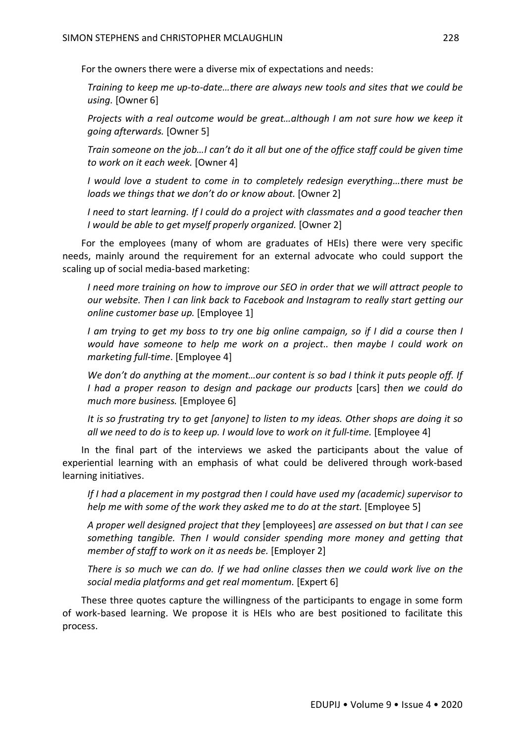For the owners there were a diverse mix of expectations and needs:

> *Training to keep me up-to-date…there are always new tools and sites that we could be using.* [Owner 6]
>
> *Projects with a real outcome would be great…although I am not sure how we keep it going afterwards.* [Owner 5]
>
> *Train someone on the job…I can't do it all but one of the office staff could be given time to work on it each week.* [Owner 4]
>
> *I would love a student to come in to completely redesign everything…there must be loads we things that we don't do or know about.* [Owner 2]
>
> *I need to start learning. If I could do a project with classmates and a good teacher then I would be able to get myself properly organized.* [Owner 2]

For the employees (many of whom are graduates of HEIs) there were very specific needs, mainly around the requirement for an external advocate who could support the scaling up of social media-based marketing:

> *I need more training on how to improve our SEO in order that we will attract people to our website. Then I can link back to Facebook and Instagram to really start getting our online customer base up.* [Employee 1]
>
> *I am trying to get my boss to try one big online campaign, so if I did a course then I would have someone to help me work on a project.. then maybe I could work on marketing full-time*. [Employee 4]
>
> *We don't do anything at the moment…our content is so bad I think it puts people off. If I had a proper reason to design and package our products* [cars] *then we could do much more business.* [Employee 6]
>
> *It is so frustrating try to get [anyone] to listen to my ideas. Other shops are doing it so all we need to do is to keep up. I would love to work on it full-time.* [Employee 4]

In the final part of the interviews we asked the participants about the value of experiential learning with an emphasis of what could be delivered through work-based learning initiatives.

> *If I had a placement in my postgrad then I could have used my (academic) supervisor to help me with some of the work they asked me to do at the start.* [Employee 5]
>
> *A proper well designed project that they* [employees] *are assessed on but that I can see something tangible. Then I would consider spending more money and getting that member of staff to work on it as needs be.* [Employer 2]
>
> *There is so much we can do. If we had online classes then we could work live on the social media platforms and get real momentum.* [Expert 6]

These three quotes capture the willingness of the participants to engage in some form of work-based learning. We propose it is HEIs who are best positioned to facilitate this process.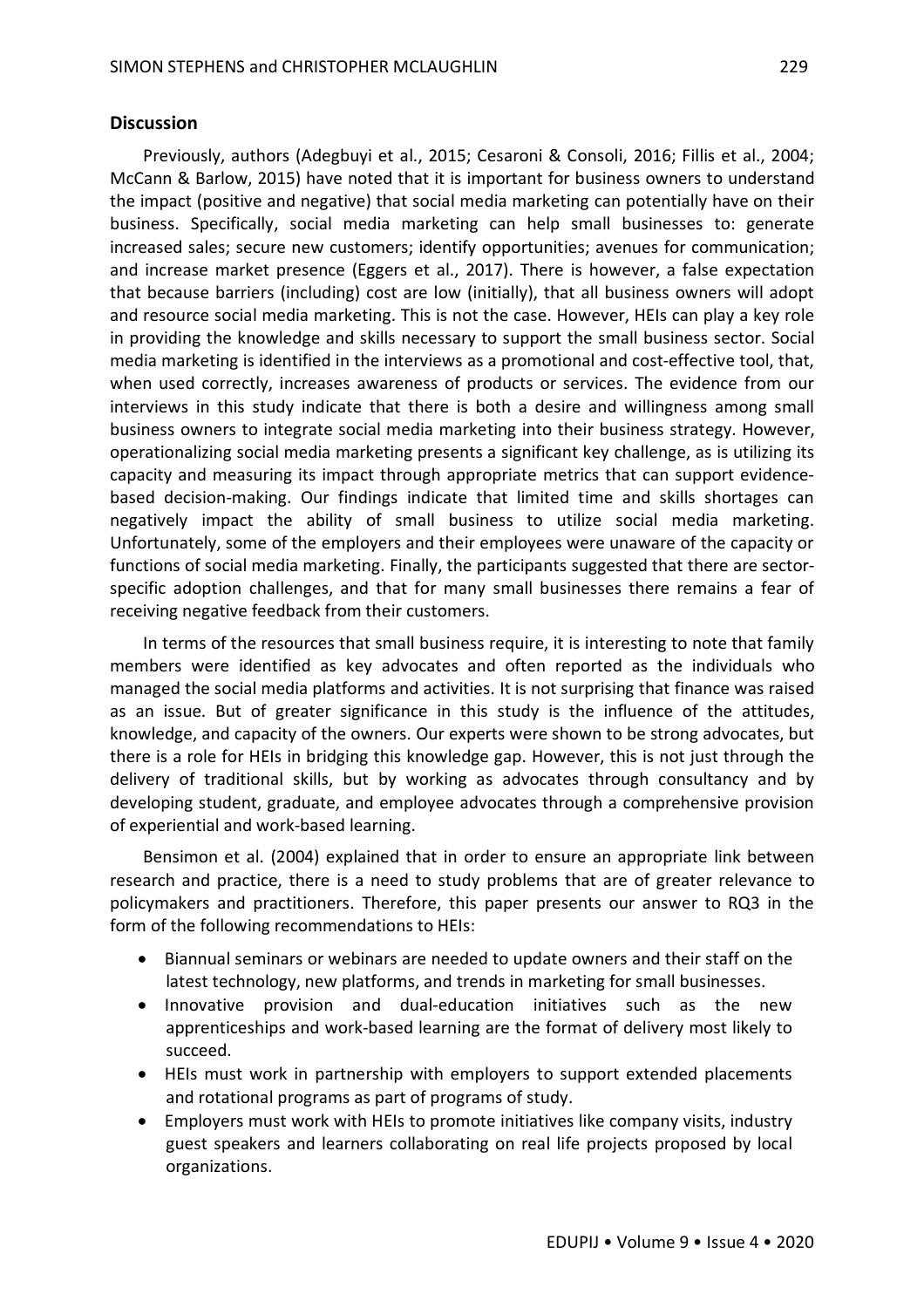## Discussion

Previously, authors (Adegbuyi et al., 2015; Cesaroni & Consoli, 2016; Fillis et al., 2004; McCann & Barlow, 2015) have noted that it is important for business owners to understand the impact (positive and negative) that social media marketing can potentially have on their business. Specifically, social media marketing can help small businesses to: generate increased sales; secure new customers; identify opportunities; avenues for communication; and increase market presence (Eggers et al., 2017). There is however, a false expectation that because barriers (including) cost are low (initially), that all business owners will adopt and resource social media marketing. This is not the case. However, HEIs can play a key role in providing the knowledge and skills necessary to support the small business sector. Social media marketing is identified in the interviews as a promotional and cost-effective tool, that, when used correctly, increases awareness of products or services. The evidence from our interviews in this study indicate that there is both a desire and willingness among small business owners to integrate social media marketing into their business strategy. However, operationalizing social media marketing presents a significant key challenge, as is utilizing its capacity and measuring its impact through appropriate metrics that can support evidence-based decision-making. Our findings indicate that limited time and skills shortages can negatively impact the ability of small business to utilize social media marketing. Unfortunately, some of the employers and their employees were unaware of the capacity or functions of social media marketing. Finally, the participants suggested that there are sector-specific adoption challenges, and that for many small businesses there remains a fear of receiving negative feedback from their customers.

In terms of the resources that small business require, it is interesting to note that family members were identified as key advocates and often reported as the individuals who managed the social media platforms and activities. It is not surprising that finance was raised as an issue. But of greater significance in this study is the influence of the attitudes, knowledge, and capacity of the owners. Our experts were shown to be strong advocates, but there is a role for HEIs in bridging this knowledge gap. However, this is not just through the delivery of traditional skills, but by working as advocates through consultancy and by developing student, graduate, and employee advocates through a comprehensive provision of experiential and work-based learning.

Bensimon et al. (2004) explained that in order to ensure an appropriate link between research and practice, there is a need to study problems that are of greater relevance to policymakers and practitioners. Therefore, this paper presents our answer to RQ3 in the form of the following recommendations to HEIs:

- Biannual seminars or webinars are needed to update owners and their staff on the latest technology, new platforms, and trends in marketing for small businesses.
- Innovative provision and dual-education initiatives such as the new apprenticeships and work-based learning are the format of delivery most likely to succeed.
- HEIs must work in partnership with employers to support extended placements and rotational programs as part of programs of study.
- Employers must work with HEIs to promote initiatives like company visits, industry guest speakers and learners collaborating on real life projects proposed by local organizations.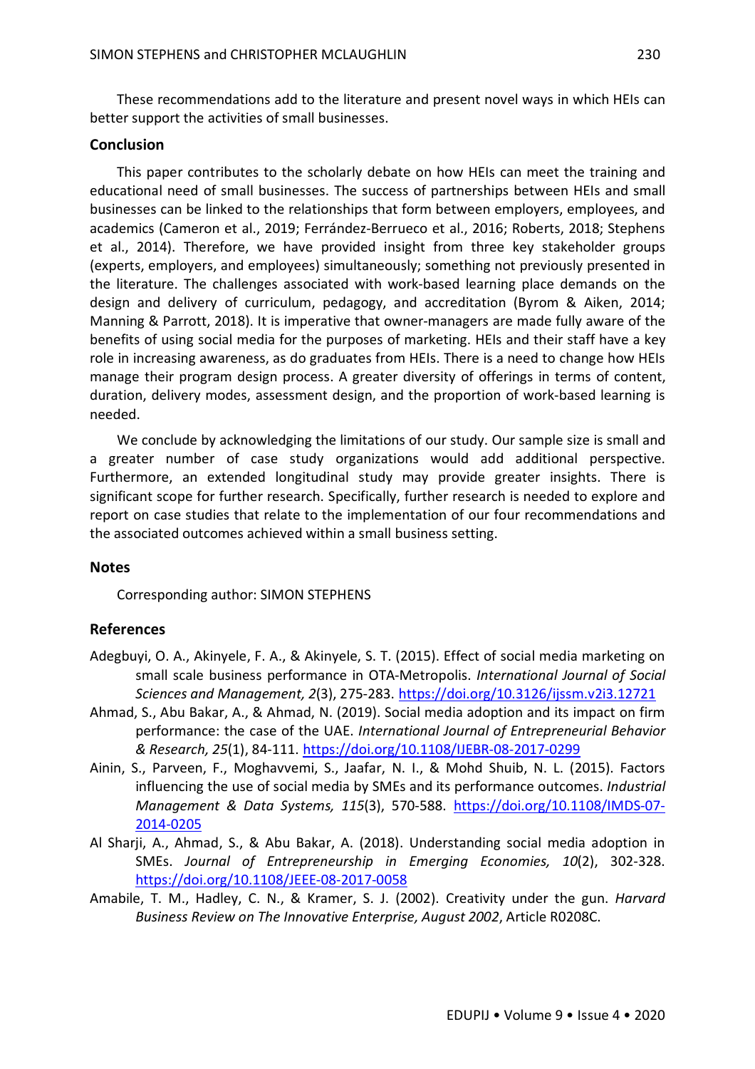These recommendations add to the literature and present novel ways in which HEIs can better support the activities of small businesses.

## Conclusion

This paper contributes to the scholarly debate on how HEIs can meet the training and educational need of small businesses. The success of partnerships between HEIs and small businesses can be linked to the relationships that form between employers, employees, and academics (Cameron et al., 2019; Ferrández-Berrueco et al., 2016; Roberts, 2018; Stephens et al., 2014). Therefore, we have provided insight from three key stakeholder groups (experts, employers, and employees) simultaneously; something not previously presented in the literature. The challenges associated with work-based learning place demands on the design and delivery of curriculum, pedagogy, and accreditation (Byrom & Aiken, 2014; Manning & Parrott, 2018). It is imperative that owner-managers are made fully aware of the benefits of using social media for the purposes of marketing. HEIs and their staff have a key role in increasing awareness, as do graduates from HEIs. There is a need to change how HEIs manage their program design process. A greater diversity of offerings in terms of content, duration, delivery modes, assessment design, and the proportion of work-based learning is needed.

We conclude by acknowledging the limitations of our study. Our sample size is small and a greater number of case study organizations would add additional perspective. Furthermore, an extended longitudinal study may provide greater insights. There is significant scope for further research. Specifically, further research is needed to explore and report on case studies that relate to the implementation of our four recommendations and the associated outcomes achieved within a small business setting.

## Notes

Corresponding author: SIMON STEPHENS

## References

Adegbuyi, O. A., Akinyele, F. A., & Akinyele, S. T. (2015). Effect of social media marketing on small scale business performance in OTA-Metropolis. *International Journal of Social Sciences and Management, 2*(3), 275-283. https://doi.org/10.3126/ijssm.v2i3.12721

Ahmad, S., Abu Bakar, A., & Ahmad, N. (2019). Social media adoption and its impact on firm performance: the case of the UAE. *International Journal of Entrepreneurial Behavior & Research, 25*(1), 84-111. https://doi.org/10.1108/IJEBR-08-2017-0299

Ainin, S., Parveen, F., Moghavvemi, S., Jaafar, N. I., & Mohd Shuib, N. L. (2015). Factors influencing the use of social media by SMEs and its performance outcomes. *Industrial Management & Data Systems, 115*(3), 570-588. https://doi.org/10.1108/IMDS-07-2014-0205

Al Sharji, A., Ahmad, S., & Abu Bakar, A. (2018). Understanding social media adoption in SMEs. *Journal of Entrepreneurship in Emerging Economies, 10*(2), 302-328. https://doi.org/10.1108/JEEE-08-2017-0058

Amabile, T. M., Hadley, C. N., & Kramer, S. J. (2002). Creativity under the gun. *Harvard Business Review on The Innovative Enterprise, August 2002*, Article R0208C.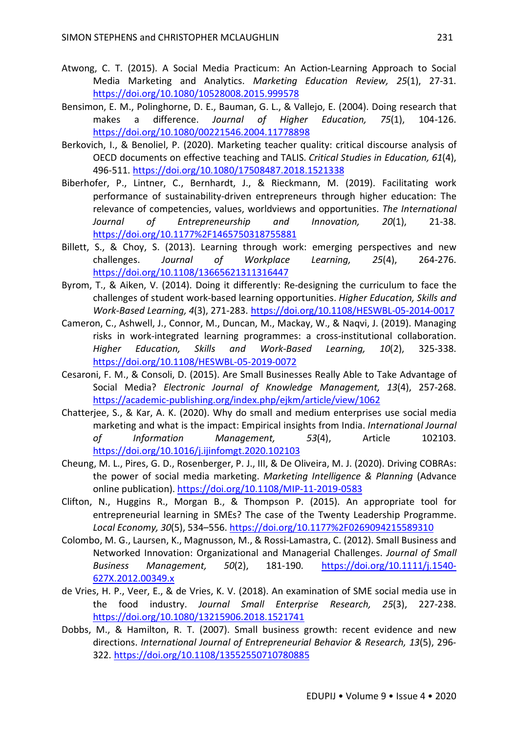Atwong, C. T. (2015). A Social Media Practicum: An Action-Learning Approach to Social Media Marketing and Analytics. *Marketing Education Review, 25*(1), 27-31. https://doi.org/10.1080/10528008.2015.999578

Bensimon, E. M., Polinghorne, D. E., Bauman, G. L., & Vallejo, E. (2004). Doing research that makes a difference. *Journal of Higher Education, 75*(1), 104-126. https://doi.org/10.1080/00221546.2004.11778898

Berkovich, I., & Benoliel, P. (2020). Marketing teacher quality: critical discourse analysis of OECD documents on effective teaching and TALIS. *Critical Studies in Education, 61*(4), 496-511. https://doi.org/10.1080/17508487.2018.1521338

Biberhofer, P., Lintner, C., Bernhardt, J., & Rieckmann, M. (2019). Facilitating work performance of sustainability-driven entrepreneurs through higher education: The relevance of competencies, values, worldviews and opportunities. *The International Journal of Entrepreneurship and Innovation, 20*(1), 21-38. https://doi.org/10.1177%2F1465750318755881

Billett, S., & Choy, S. (2013). Learning through work: emerging perspectives and new challenges. *Journal of Workplace Learning, 25*(4), 264-276. https://doi.org/10.1108/13665621311316447

Byrom, T., & Aiken, V. (2014). Doing it differently: Re-designing the curriculum to face the challenges of student work-based learning opportunities. *Higher Education, Skills and Work-Based Learning, 4*(3), 271-283. https://doi.org/10.1108/HESWBL-05-2014-0017

Cameron, C., Ashwell, J., Connor, M., Duncan, M., Mackay, W., & Naqvi, J. (2019). Managing risks in work-integrated learning programmes: a cross-institutional collaboration. *Higher Education, Skills and Work-Based Learning, 10*(2), 325-338. https://doi.org/10.1108/HESWBL-05-2019-0072

Cesaroni, F. M., & Consoli, D. (2015). Are Small Businesses Really Able to Take Advantage of Social Media? *Electronic Journal of Knowledge Management, 13*(4), 257-268. https://academic-publishing.org/index.php/ejkm/article/view/1062

Chatterjee, S., & Kar, A. K. (2020). Why do small and medium enterprises use social media marketing and what is the impact: Empirical insights from India. *International Journal of Information Management, 53*(4), Article 102103. https://doi.org/10.1016/j.ijinfomgt.2020.102103

Cheung, M. L., Pires, G. D., Rosenberger, P. J., III, & De Oliveira, M. J. (2020). Driving COBRAs: the power of social media marketing. *Marketing Intelligence & Planning* (Advance online publication). https://doi.org/10.1108/MIP-11-2019-0583

Clifton, N., Huggins R., Morgan B., & Thompson P. (2015). An appropriate tool for entrepreneurial learning in SMEs? The case of the Twenty Leadership Programme. *Local Economy, 30*(5), 534–556. https://doi.org/10.1177%2F0269094215589310

Colombo, M. G., Laursen, K., Magnusson, M., & Rossi-Lamastra, C. (2012). Small Business and Networked Innovation: Organizational and Managerial Challenges. *Journal of Small Business Management, 50*(2), 181-190. https://doi.org/10.1111/j.1540-627X.2012.00349.x

de Vries, H. P., Veer, E., & de Vries, K. V. (2018). An examination of SME social media use in the food industry. *Journal Small Enterprise Research, 25*(3), 227-238. https://doi.org/10.1080/13215906.2018.1521741

Dobbs, M., & Hamilton, R. T. (2007). Small business growth: recent evidence and new directions. *International Journal of Entrepreneurial Behavior & Research, 13*(5), 296-322. https://doi.org/10.1108/13552550710780885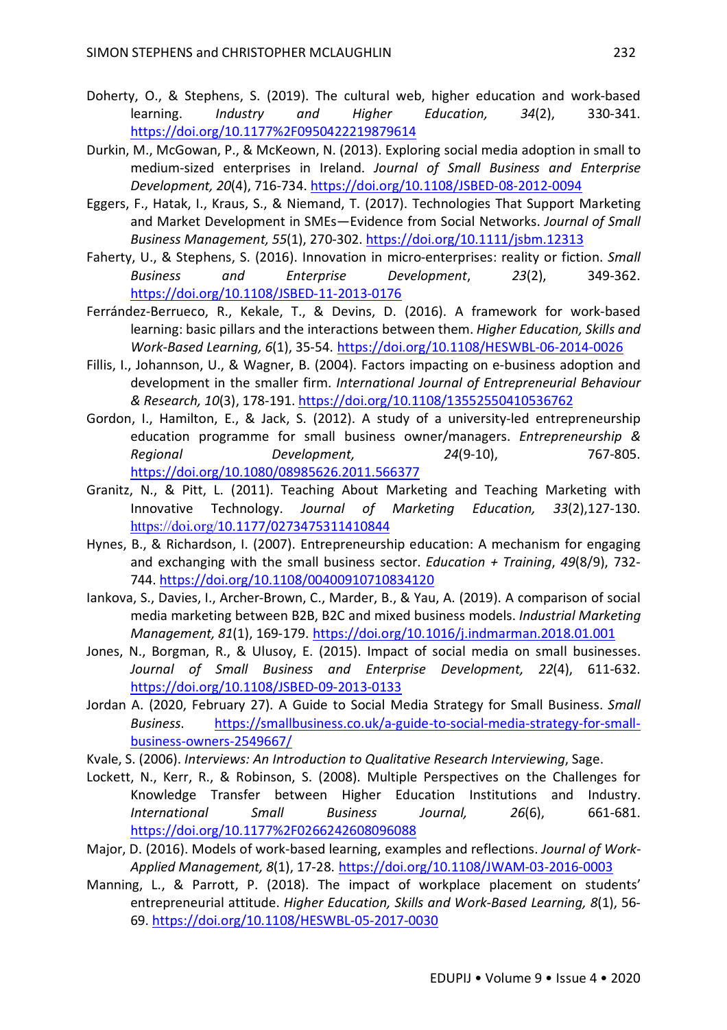Doherty, O., & Stephens, S. (2019). The cultural web, higher education and work-based learning. *Industry and Higher Education, 34*(2), 330-341. https://doi.org/10.1177%2F0950422219879614

Durkin, M., McGowan, P., & McKeown, N. (2013). Exploring social media adoption in small to medium-sized enterprises in Ireland. *Journal of Small Business and Enterprise Development, 20*(4), 716-734. https://doi.org/10.1108/JSBED-08-2012-0094

Eggers, F., Hatak, I., Kraus, S., & Niemand, T. (2017). Technologies That Support Marketing and Market Development in SMEs—Evidence from Social Networks. *Journal of Small Business Management, 55*(1), 270-302. https://doi.org/10.1111/jsbm.12313

Faherty, U., & Stephens, S. (2016). Innovation in micro-enterprises: reality or fiction. *Small Business and Enterprise Development*, *23*(2), 349-362. https://doi.org/10.1108/JSBED-11-2013-0176

Ferrández-Berrueco, R., Kekale, T., & Devins, D. (2016). A framework for work-based learning: basic pillars and the interactions between them. *Higher Education, Skills and Work-Based Learning, 6*(1), 35-54. https://doi.org/10.1108/HESWBL-06-2014-0026

Fillis, I., Johannson, U., & Wagner, B. (2004). Factors impacting on e-business adoption and development in the smaller firm. *International Journal of Entrepreneurial Behaviour & Research, 10*(3), 178-191. https://doi.org/10.1108/13552550410536762

Gordon, I., Hamilton, E., & Jack, S. (2012). A study of a university-led entrepreneurship education programme for small business owner/managers. *Entrepreneurship & Regional Development, 24*(9-10), 767-805. https://doi.org/10.1080/08985626.2011.566377

Granitz, N., & Pitt, L. (2011). Teaching About Marketing and Teaching Marketing with Innovative Technology. *Journal of Marketing Education, 33*(2),127-130. https://doi.org/10.1177/0273475311410844

Hynes, B., & Richardson, I. (2007). Entrepreneurship education: A mechanism for engaging and exchanging with the small business sector. *Education + Training*, *49*(8/9), 732-744. https://doi.org/10.1108/00400910710834120

Iankova, S., Davies, I., Archer-Brown, C., Marder, B., & Yau, A. (2019). A comparison of social media marketing between B2B, B2C and mixed business models. *Industrial Marketing Management, 81*(1), 169-179. https://doi.org/10.1016/j.indmarman.2018.01.001

Jones, N., Borgman, R., & Ulusoy, E. (2015). Impact of social media on small businesses. *Journal of Small Business and Enterprise Development, 22*(4), 611-632. https://doi.org/10.1108/JSBED-09-2013-0133

Jordan A. (2020, February 27). A Guide to Social Media Strategy for Small Business. *Small Business*. https://smallbusiness.co.uk/a-guide-to-social-media-strategy-for-small-business-owners-2549667/

Kvale, S. (2006). *Interviews: An Introduction to Qualitative Research Interviewing*, Sage.

Lockett, N., Kerr, R., & Robinson, S. (2008). Multiple Perspectives on the Challenges for Knowledge Transfer between Higher Education Institutions and Industry. *International Small Business Journal, 26*(6), 661-681. https://doi.org/10.1177%2F0266242608096088

Major, D. (2016). Models of work-based learning, examples and reflections. *Journal of Work-Applied Management, 8*(1), 17-28. https://doi.org/10.1108/JWAM-03-2016-0003

Manning, L., & Parrott, P. (2018). The impact of workplace placement on students' entrepreneurial attitude. *Higher Education, Skills and Work-Based Learning, 8*(1), 56-69. https://doi.org/10.1108/HESWBL-05-2017-0030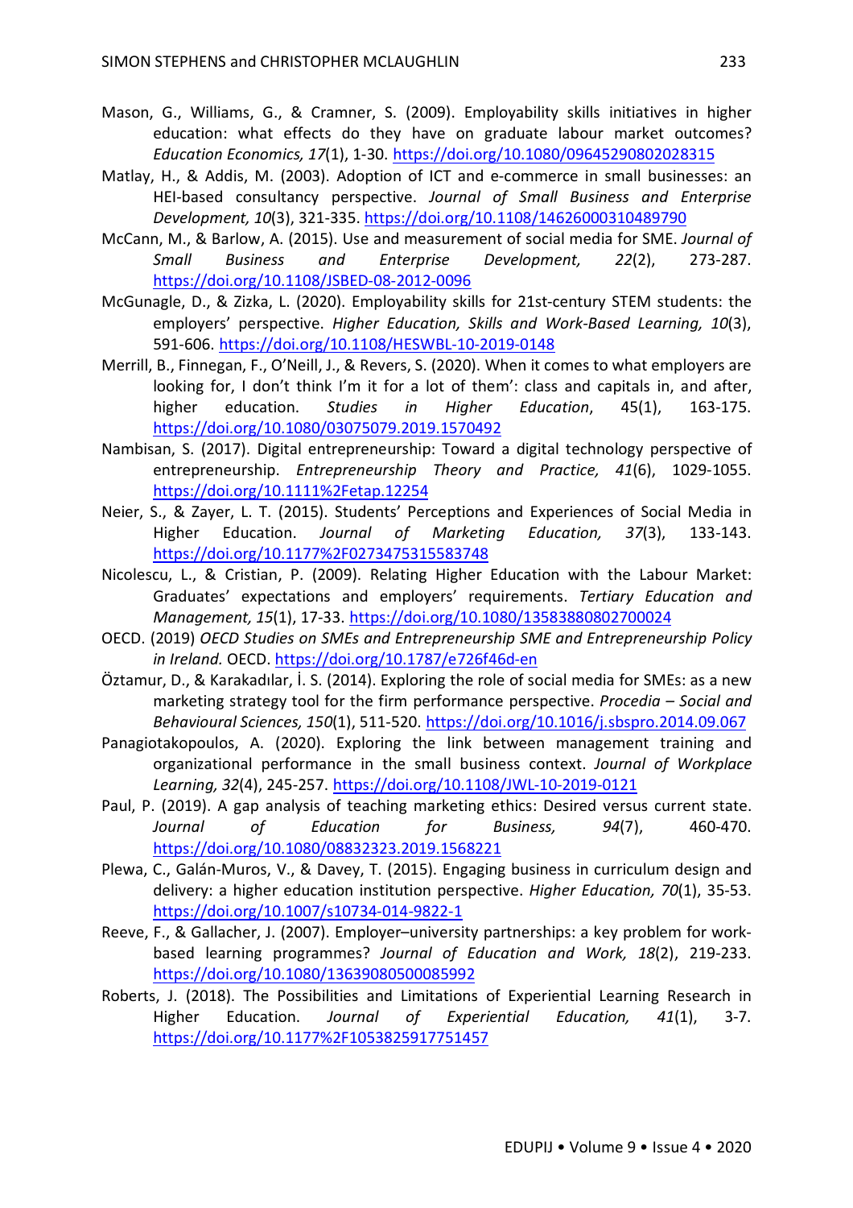Mason, G., Williams, G., & Cramner, S. (2009). Employability skills initiatives in higher education: what effects do they have on graduate labour market outcomes? *Education Economics, 17*(1), 1-30. https://doi.org/10.1080/09645290802028315

Matlay, H., & Addis, M. (2003). Adoption of ICT and e-commerce in small businesses: an HEI-based consultancy perspective. *Journal of Small Business and Enterprise Development, 10*(3), 321-335. https://doi.org/10.1108/14626000310489790

McCann, M., & Barlow, A. (2015). Use and measurement of social media for SME. *Journal of Small Business and Enterprise Development, 22*(2), 273-287. https://doi.org/10.1108/JSBED-08-2012-0096

McGunagle, D., & Zizka, L. (2020). Employability skills for 21st-century STEM students: the employers' perspective. *Higher Education, Skills and Work-Based Learning, 10*(3), 591-606. https://doi.org/10.1108/HESWBL-10-2019-0148

Merrill, B., Finnegan, F., O'Neill, J., & Revers, S. (2020). When it comes to what employers are looking for, I don't think I'm it for a lot of them': class and capitals in, and after, higher education. *Studies in Higher Education*, 45(1), 163-175. https://doi.org/10.1080/03075079.2019.1570492

Nambisan, S. (2017). Digital entrepreneurship: Toward a digital technology perspective of entrepreneurship. *Entrepreneurship Theory and Practice, 41*(6), 1029-1055. https://doi.org/10.1111%2Fetap.12254

Neier, S., & Zayer, L. T. (2015). Students' Perceptions and Experiences of Social Media in Higher Education. *Journal of Marketing Education, 37*(3), 133-143. https://doi.org/10.1177%2F0273475315583748

Nicolescu, L., & Cristian, P. (2009). Relating Higher Education with the Labour Market: Graduates' expectations and employers' requirements. *Tertiary Education and Management, 15*(1), 17-33. https://doi.org/10.1080/13583880802700024

OECD. (2019) *OECD Studies on SMEs and Entrepreneurship SME and Entrepreneurship Policy in Ireland.* OECD. https://doi.org/10.1787/e726f46d-en

Öztamur, D., & Karakadılar, İ. S. (2014). Exploring the role of social media for SMEs: as a new marketing strategy tool for the firm performance perspective. *Procedia – Social and Behavioural Sciences, 150*(1), 511-520. https://doi.org/10.1016/j.sbspro.2014.09.067

Panagiotakopoulos, A. (2020). Exploring the link between management training and organizational performance in the small business context. *Journal of Workplace Learning, 32*(4), 245-257. https://doi.org/10.1108/JWL-10-2019-0121

Paul, P. (2019). A gap analysis of teaching marketing ethics: Desired versus current state. *Journal of Education for Business, 94*(7), 460-470. https://doi.org/10.1080/08832323.2019.1568221

Plewa, C., Galán-Muros, V., & Davey, T. (2015). Engaging business in curriculum design and delivery: a higher education institution perspective. *Higher Education, 70*(1), 35-53. https://doi.org/10.1007/s10734-014-9822-1

Reeve, F., & Gallacher, J. (2007). Employer–university partnerships: a key problem for work-based learning programmes? *Journal of Education and Work, 18*(2), 219-233. https://doi.org/10.1080/13639080500085992

Roberts, J. (2018). The Possibilities and Limitations of Experiential Learning Research in Higher Education. *Journal of Experiential Education, 41*(1), 3-7. https://doi.org/10.1177%2F1053825917751457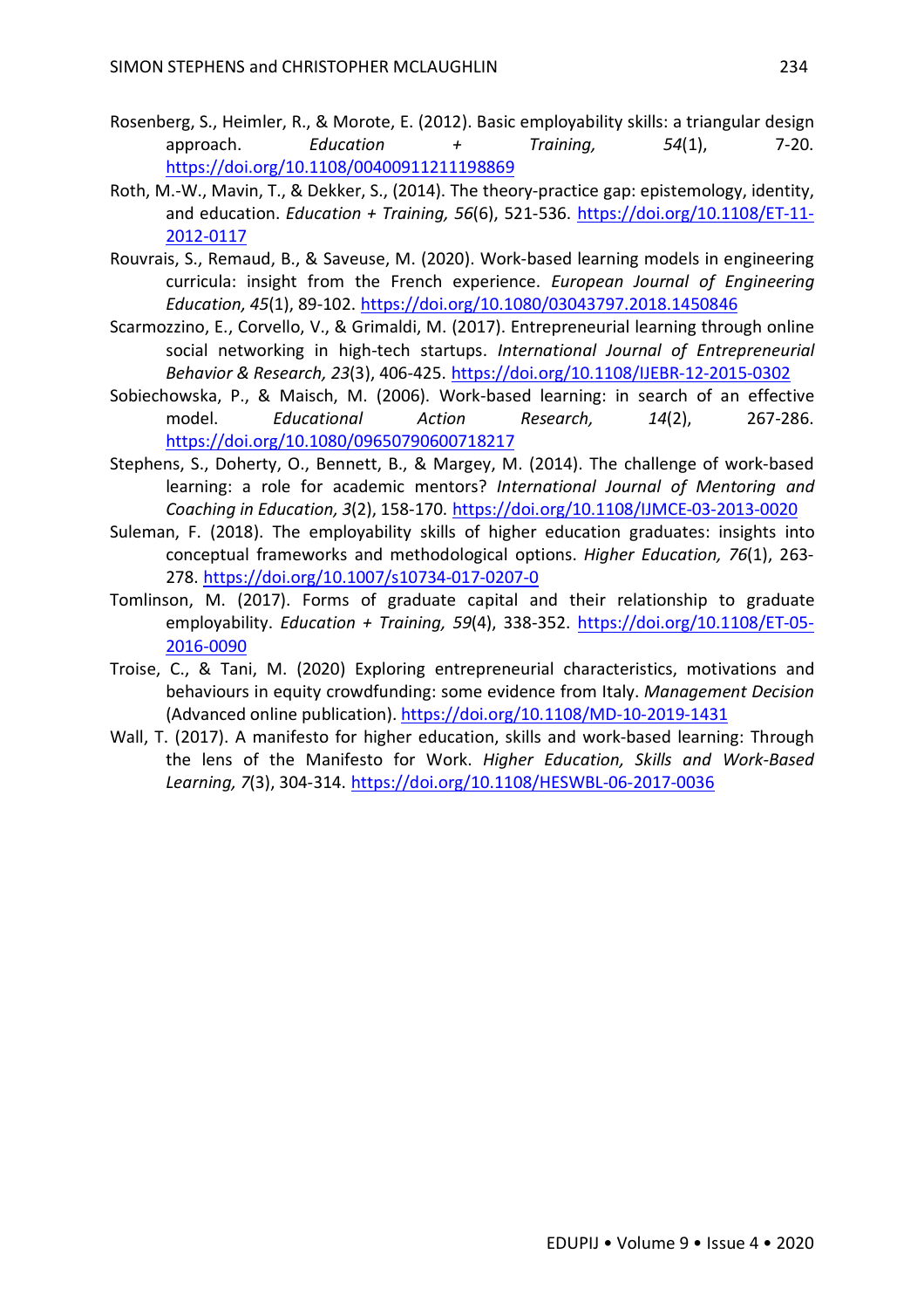Rosenberg, S., Heimler, R., & Morote, E. (2012). Basic employability skills: a triangular design approach. *Education + Training, 54*(1), 7-20. https://doi.org/10.1108/00400911211198869

Roth, M.-W., Mavin, T., & Dekker, S., (2014). The theory-practice gap: epistemology, identity, and education. *Education + Training, 56*(6), 521-536. https://doi.org/10.1108/ET-11-2012-0117

Rouvrais, S., Remaud, B., & Saveuse, M. (2020). Work-based learning models in engineering curricula: insight from the French experience. *European Journal of Engineering Education, 45*(1), 89-102. https://doi.org/10.1080/03043797.2018.1450846

Scarmozzino, E., Corvello, V., & Grimaldi, M. (2017). Entrepreneurial learning through online social networking in high-tech startups. *International Journal of Entrepreneurial Behavior & Research, 23*(3), 406-425. https://doi.org/10.1108/IJEBR-12-2015-0302

Sobiechowska, P., & Maisch, M. (2006). Work-based learning: in search of an effective model. *Educational Action Research, 14*(2), 267-286. https://doi.org/10.1080/09650790600718217

Stephens, S., Doherty, O., Bennett, B., & Margey, M. (2014). The challenge of work-based learning: a role for academic mentors? *International Journal of Mentoring and Coaching in Education, 3*(2), 158-170. https://doi.org/10.1108/IJMCE-03-2013-0020

Suleman, F. (2018). The employability skills of higher education graduates: insights into conceptual frameworks and methodological options. *Higher Education, 76*(1), 263-278. https://doi.org/10.1007/s10734-017-0207-0

Tomlinson, M. (2017). Forms of graduate capital and their relationship to graduate employability. *Education + Training, 59*(4), 338-352. https://doi.org/10.1108/ET-05-2016-0090

Troise, C., & Tani, M. (2020) Exploring entrepreneurial characteristics, motivations and behaviours in equity crowdfunding: some evidence from Italy. *Management Decision* (Advanced online publication). https://doi.org/10.1108/MD-10-2019-1431

Wall, T. (2017). A manifesto for higher education, skills and work-based learning: Through the lens of the Manifesto for Work. *Higher Education, Skills and Work-Based Learning, 7*(3), 304-314. https://doi.org/10.1108/HESWBL-06-2017-0036